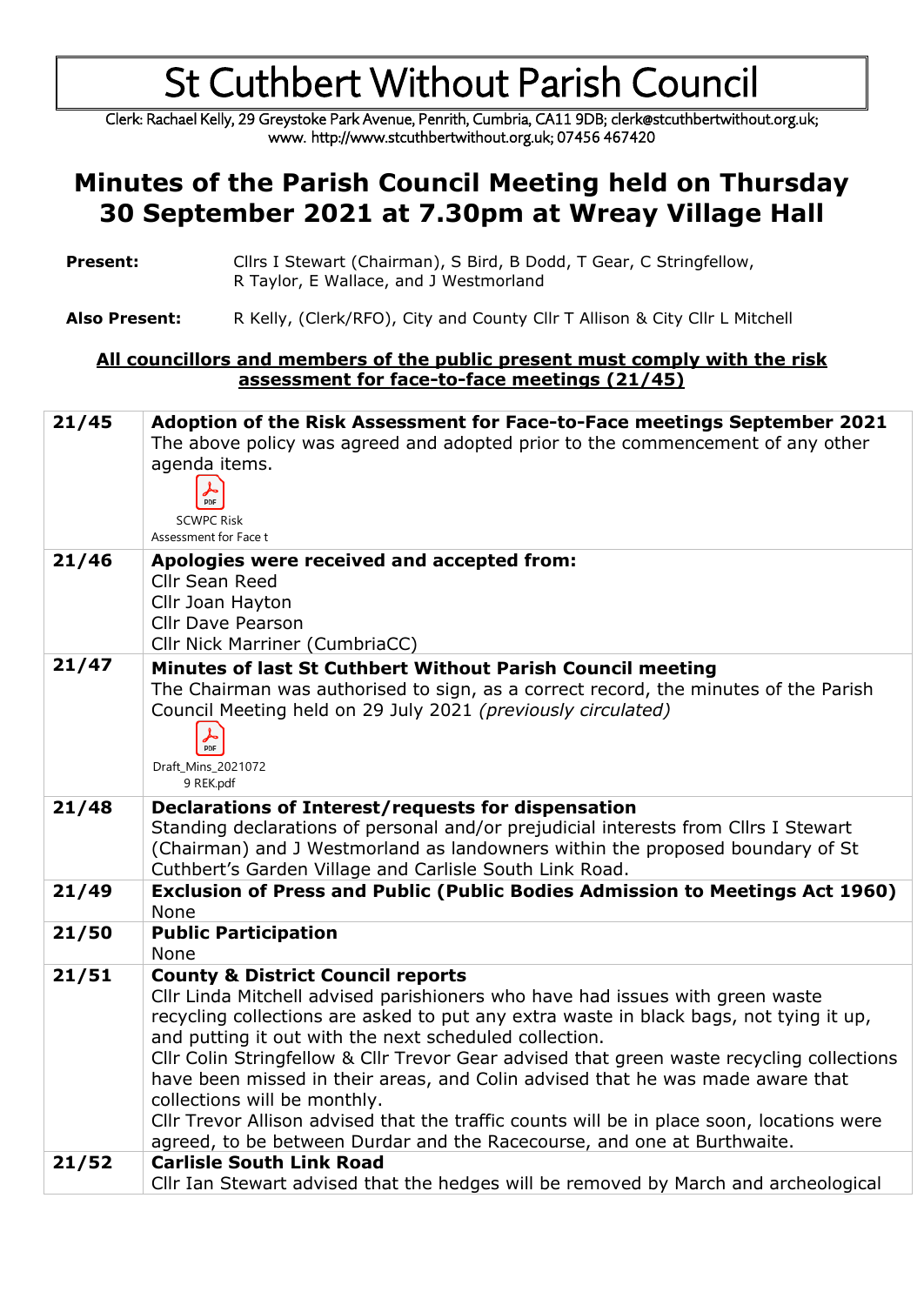# St Cuthbert Without Parish Council

Clerk: Rachael Kelly, 29 Greystoke Park Avenue, Penrith, Cumbria, CA11 9DB; clerk@stcuthbertwithout.org.uk; www. http://www.stcuthbertwithout.org.uk; 07456 467420

## Minutes of the Parish Council Meeting held on Thursday 30 September 2021 at 7.30pm at Wreay Village Hall

**Present:** Cllrs I Stewart (Chairman), S Bird, B Dodd, T Gear, C Stringfellow, R Taylor, E Wallace, and J Westmorland

**Also Present:** R Kelly, (Clerk/RFO), City and County Cllr T Allison & City Cllr L Mitchell

**All councillors and members of the public present must comply with the risk assessment for face-to-face meetings (21/45)**

| | |
|---|---|
| 21/45 | **Adoption of the Risk Assessment for Face-to-Face meetings September 2021**<br>The above policy was agreed and adopted prior to the commencement of any other agenda items.<br>SCWPC Risk Assessment for Face t |
| 21/46 | **Apologies were received and accepted from:**<br>Cllr Sean Reed<br>Cllr Joan Hayton<br>Cllr Dave Pearson<br>Cllr Nick Marriner (CumbriaCC) |
| 21/47 | **Minutes of last St Cuthbert Without Parish Council meeting**<br>The Chairman was authorised to sign, as a correct record, the minutes of the Parish Council Meeting held on 29 July 2021 *(previously circulated)*<br>Draft_Mins_20210729 REK.pdf |
| 21/48 | **Declarations of Interest/requests for dispensation**<br>Standing declarations of personal and/or prejudicial interests from Cllrs I Stewart (Chairman) and J Westmorland as landowners within the proposed boundary of St Cuthbert's Garden Village and Carlisle South Link Road. |
| 21/49 | **Exclusion of Press and Public (Public Bodies Admission to Meetings Act 1960)**<br>None |
| 21/50 | **Public Participation**<br>None |
| 21/51 | **County & District Council reports**<br>Cllr Linda Mitchell advised parishioners who have had issues with green waste recycling collections are asked to put any extra waste in black bags, not tying it up, and putting it out with the next scheduled collection.<br>Cllr Colin Stringfellow & Cllr Trevor Gear advised that green waste recycling collections have been missed in their areas, and Colin advised that he was made aware that collections will be monthly.<br>Cllr Trevor Allison advised that the traffic counts will be in place soon, locations were agreed, to be between Durdar and the Racecourse, and one at Burthwaite. |
| 21/52 | **Carlisle South Link Road**<br>Cllr Ian Stewart advised that the hedges will be removed by March and archeological |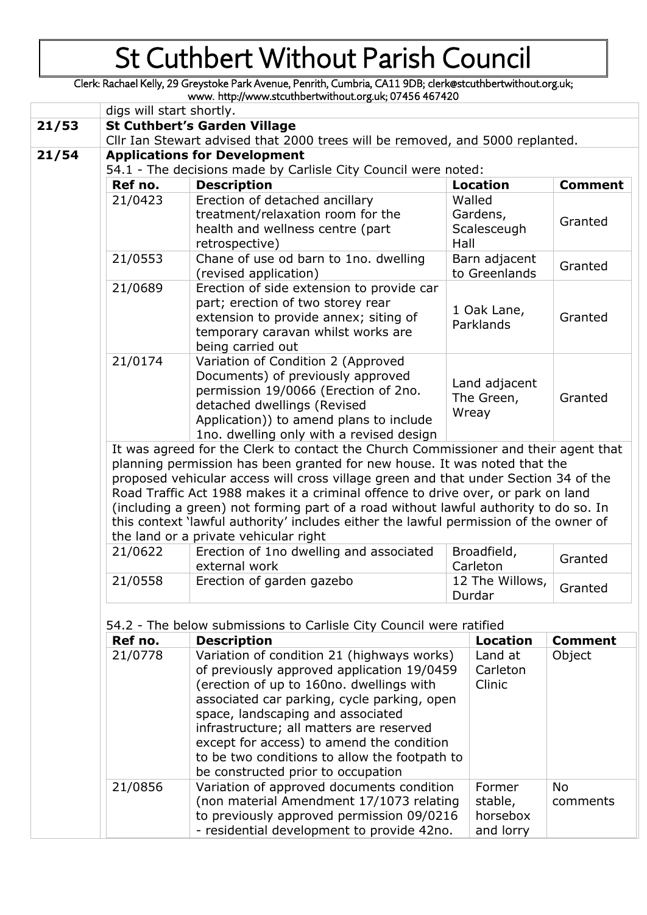digs will start shortly.

**21/53** **St Cuthbert's Garden Village**

Cllr Ian Stewart advised that 2000 trees will be removed, and 5000 replanted.

**21/54** **Applications for Development**

54.1 - The decisions made by Carlisle City Council were noted:

| Ref no. | Description | Location | Comment |
|---|---|---|---|
| 21/0423 | Erection of detached ancillary treatment/relaxation room for the health and wellness centre (part retrospective) | Walled Gardens, Scalesceugh Hall | Granted |
| 21/0553 | Chane of use od barn to 1no. dwelling (revised application) | Barn adjacent to Greenlands | Granted |
| 21/0689 | Erection of side extension to provide car part; erection of two storey rear extension to provide annex; siting of temporary caravan whilst works are being carried out | 1 Oak Lane, Parklands | Granted |
| 21/0174 | Variation of Condition 2 (Approved Documents) of previously approved permission 19/0066 (Erection of 2no. detached dwellings (Revised Application)) to amend plans to include 1no. dwelling only with a revised design | Land adjacent The Green, Wreay | Granted |
| It was agreed for the Clerk to contact the Church Commissioner and their agent that planning permission has been granted for new house. It was noted that the proposed vehicular access will cross village green and that under Section 34 of the Road Traffic Act 1988 makes it a criminal offence to drive over, or park on land (including a green) not forming part of a road without lawful authority to do so. In this context 'lawful authority' includes either the lawful permission of the owner of the land or a private vehicular right | | | |
| 21/0622 | Erection of 1no dwelling and associated external work | Broadfield, Carleton | Granted |
| 21/0558 | Erection of garden gazebo | 12 The Willows, Durdar | Granted |

54.2 - The below submissions to Carlisle City Council were ratified

| Ref no. | Description | Location | Comment |
|---|---|---|---|
| 21/0778 | Variation of condition 21 (highways works) of previously approved application 19/0459 (erection of up to 160no. dwellings with associated car parking, cycle parking, open space, landscaping and associated infrastructure; all matters are reserved except for access) to amend the condition to be two conditions to allow the footpath to be constructed prior to occupation | Land at Carleton Clinic | Object |
| 21/0856 | Variation of approved documents condition (non material Amendment 17/1073 relating to previously approved permission 09/0216 - residential development to provide 42no. | Former stable, horsebox and lorry | No comments |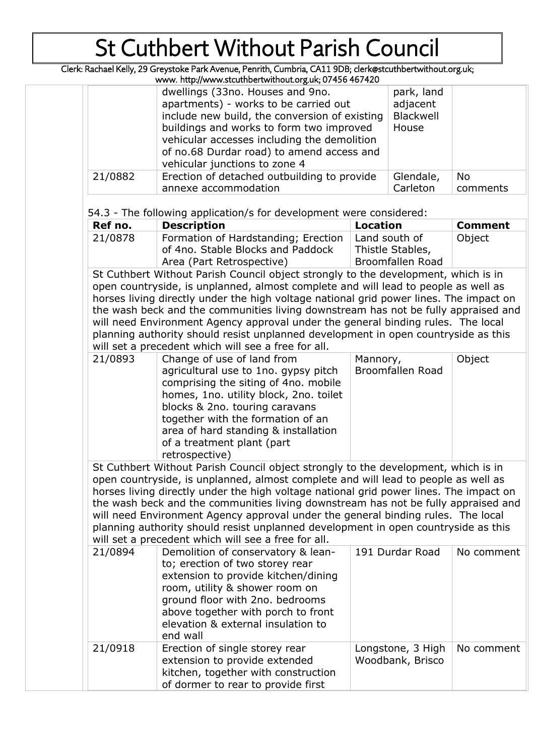| | | | |
|---|---|---|---|
| | dwellings (33no. Houses and 9no. apartments) - works to be carried out include new build, the conversion of existing buildings and works to form two improved vehicular accesses including the demolition of no.68 Durdar road) to amend access and vehicular junctions to zone 4 | park, land adjacent Blackwell House | |
| 21/0882 | Erection of detached outbuilding to provide annexe accommodation | Glendale, Carleton | No comments |

54.3 - The following application/s for development were considered:

| Ref no. | Description | Location | Comment |
|---|---|---|---|
| 21/0878 | Formation of Hardstanding; Erection of 4no. Stable Blocks and Paddock Area (Part Retrospective) | Land south of Thistle Stables, Broomfallen Road | Object |
| St Cuthbert Without Parish Council object strongly to the development, which is in open countryside, is unplanned, almost complete and will lead to people as well as horses living directly under the high voltage national grid power lines. The impact on the wash beck and the communities living downstream has not be fully appraised and will need Environment Agency approval under the general binding rules. The local planning authority should resist unplanned development in open countryside as this will set a precedent which will see a free for all. | | | |
| 21/0893 | Change of use of land from agricultural use to 1no. gypsy pitch comprising the siting of 4no. mobile homes, 1no. utility block, 2no. toilet blocks & 2no. touring caravans together with the formation of an area of hard standing & installation of a treatment plant (part retrospective) | Mannory, Broomfallen Road | Object |
| St Cuthbert Without Parish Council object strongly to the development, which is in open countryside, is unplanned, almost complete and will lead to people as well as horses living directly under the high voltage national grid power lines. The impact on the wash beck and the communities living downstream has not be fully appraised and will need Environment Agency approval under the general binding rules. The local planning authority should resist unplanned development in open countryside as this will set a precedent which will see a free for all. | | | |
| 21/0894 | Demolition of conservatory & lean-to; erection of two storey rear extension to provide kitchen/dining room, utility & shower room on ground floor with 2no. bedrooms above together with porch to front elevation & external insulation to end wall | 191 Durdar Road | No comment |
| 21/0918 | Erection of single storey rear extension to provide extended kitchen, together with construction of dormer to rear to provide first | Longstone, 3 High Woodbank, Brisco | No comment |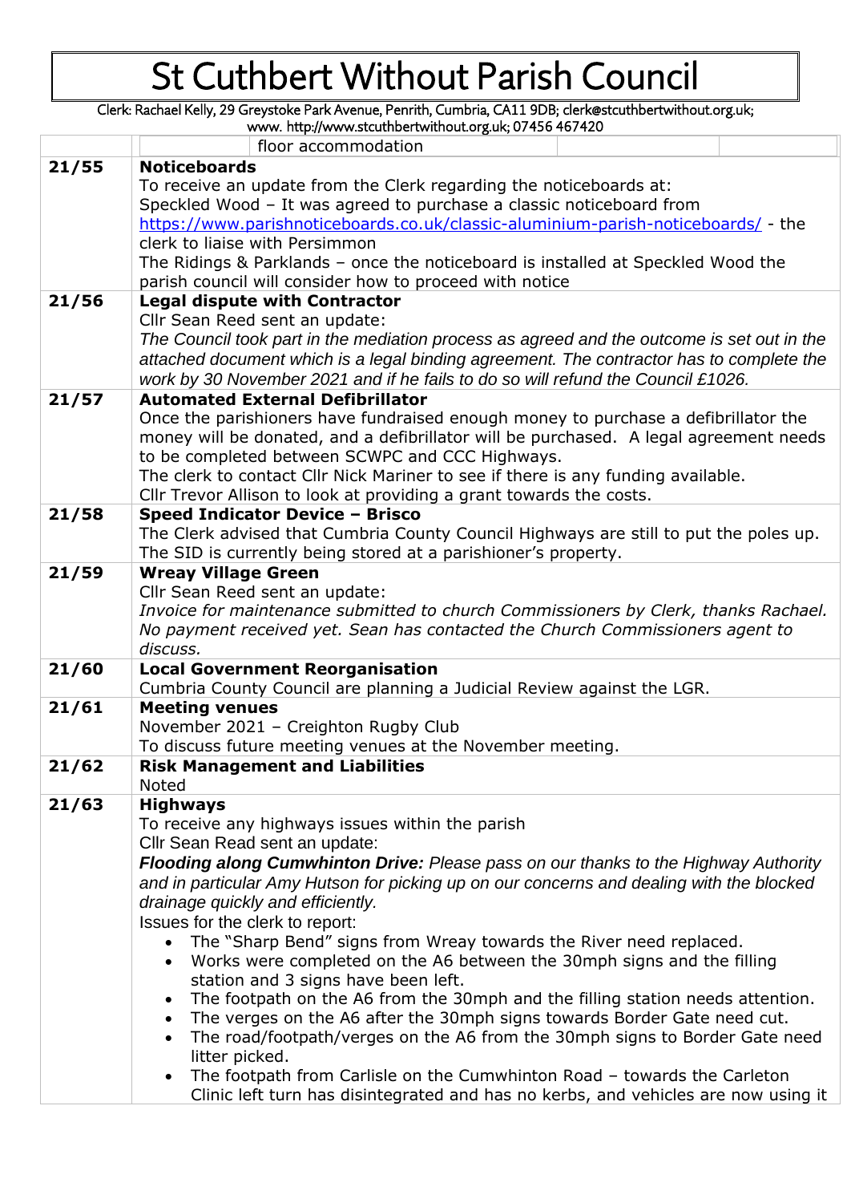| | floor accommodation |
|---|---|
| **21/55** | **Noticeboards**<br>To receive an update from the Clerk regarding the noticeboards at:<br>Speckled Wood – It was agreed to purchase a classic noticeboard from https://www.parishnoticeboards.co.uk/classic-aluminium-parish-noticeboards/ - the clerk to liaise with Persimmon<br>The Ridings & Parklands – once the noticeboard is installed at Speckled Wood the parish council will consider how to proceed with notice |
| **21/56** | **Legal dispute with Contractor**<br>Cllr Sean Reed sent an update:<br>*The Council took part in the mediation process as agreed and the outcome is set out in the attached document which is a legal binding agreement. The contractor has to complete the work by 30 November 2021 and if he fails to do so will refund the Council £1026.* |
| **21/57** | **Automated External Defibrillator**<br>Once the parishioners have fundraised enough money to purchase a defibrillator the money will be donated, and a defibrillator will be purchased. A legal agreement needs to be completed between SCWPC and CCC Highways.<br>The clerk to contact Cllr Nick Mariner to see if there is any funding available.<br>Cllr Trevor Allison to look at providing a grant towards the costs. |
| **21/58** | **Speed Indicator Device – Brisco**<br>The Clerk advised that Cumbria County Council Highways are still to put the poles up. The SID is currently being stored at a parishioner's property. |
| **21/59** | **Wreay Village Green**<br>Cllr Sean Reed sent an update:<br>*Invoice for maintenance submitted to church Commissioners by Clerk, thanks Rachael. No payment received yet. Sean has contacted the Church Commissioners agent to discuss.* |
| **21/60** | **Local Government Reorganisation**<br>Cumbria County Council are planning a Judicial Review against the LGR. |
| **21/61** | **Meeting venues**<br>November 2021 – Creighton Rugby Club<br>To discuss future meeting venues at the November meeting. |
| **21/62** | **Risk Management and Liabilities**<br>Noted |
| **21/63** | **Highways**<br>To receive any highways issues within the parish<br>Cllr Sean Read sent an update:<br>***Flooding along Cumwhinton Drive:*** *Please pass on our thanks to the Highway Authority and in particular Amy Hutson for picking up on our concerns and dealing with the blocked drainage quickly and efficiently.*<br>Issues for the clerk to report:<br>• The "Sharp Bend" signs from Wreay towards the River need replaced.<br>• Works were completed on the A6 between the 30mph signs and the filling station and 3 signs have been left.<br>• The footpath on the A6 from the 30mph and the filling station needs attention.<br>• The verges on the A6 after the 30mph signs towards Border Gate need cut.<br>• The road/footpath/verges on the A6 from the 30mph signs to Border Gate need litter picked.<br>• The footpath from Carlisle on the Cumwhinton Road – towards the Carleton Clinic left turn has disintegrated and has no kerbs, and vehicles are now using it |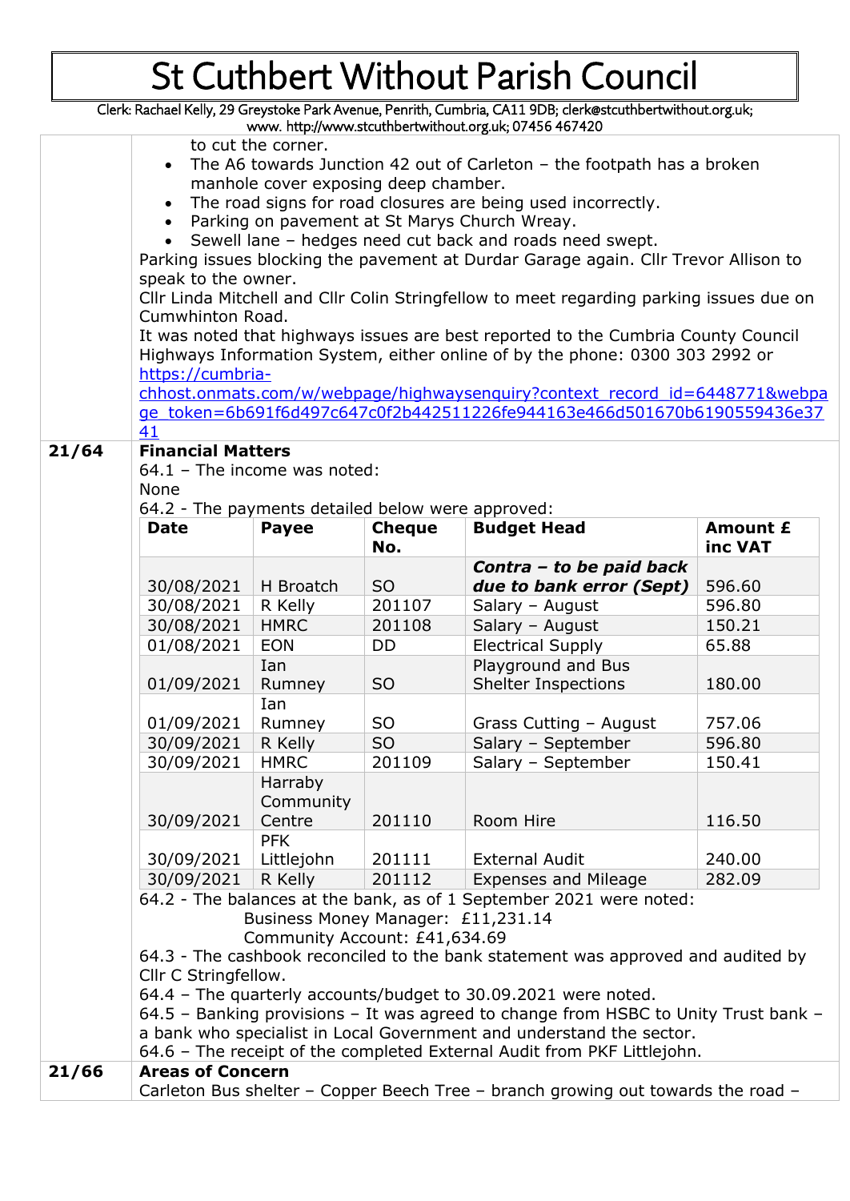to cut the corner.

- The A6 towards Junction 42 out of Carleton – the footpath has a broken manhole cover exposing deep chamber.
- The road signs for road closures are being used incorrectly.
- Parking on pavement at St Marys Church Wreay.
- Sewell lane – hedges need cut back and roads need swept.

Parking issues blocking the pavement at Durdar Garage again. Cllr Trevor Allison to speak to the owner.

Cllr Linda Mitchell and Cllr Colin Stringfellow to meet regarding parking issues due on Cumwhinton Road.

It was noted that highways issues are best reported to the Cumbria County Council Highways Information System, either online of by the phone: 0300 303 2992 or https://cumbria-chhost.onmats.com/w/webpage/highwaysenquiry?context_record_id=6448771&webpage_token=6b691f6d497c647c0f2b442511226fe944163e466d501670b6190559436e3741

**21/64 Financial Matters**

64.1 – The income was noted:

None

64.2 - The payments detailed below were approved:

| Date | Payee | Cheque No. | Budget Head | Amount £ inc VAT |
|---|---|---|---|---|
| 30/08/2021 | H Broatch | SO | ***Contra – to be paid back due to bank error (Sept)*** | 596.60 |
| 30/08/2021 | R Kelly | 201107 | Salary – August | 596.80 |
| 30/08/2021 | HMRC | 201108 | Salary – August | 150.21 |
| 01/08/2021 | EON | DD | Electrical Supply | 65.88 |
| 01/09/2021 | Ian Rumney | SO | Playground and Bus Shelter Inspections | 180.00 |
| 01/09/2021 | Ian Rumney | SO | Grass Cutting – August | 757.06 |
| 30/09/2021 | R Kelly | SO | Salary – September | 596.80 |
| 30/09/2021 | HMRC | 201109 | Salary – September | 150.41 |
| 30/09/2021 | Harraby Community Centre | 201110 | Room Hire | 116.50 |
| 30/09/2021 | PFK Littlejohn | 201111 | External Audit | 240.00 |
| 30/09/2021 | R Kelly | 201112 | Expenses and Mileage | 282.09 |

64.2 - The balances at the bank, as of 1 September 2021 were noted:

Business Money Manager: £11,231.14

Community Account: £41,634.69

64.3 - The cashbook reconciled to the bank statement was approved and audited by Cllr C Stringfellow.

64.4 – The quarterly accounts/budget to 30.09.2021 were noted.

64.5 – Banking provisions – It was agreed to change from HSBC to Unity Trust bank – a bank who specialist in Local Government and understand the sector.

64.6 – The receipt of the completed External Audit from PKF Littlejohn.

**21/66 Areas of Concern**

Carleton Bus shelter – Copper Beech Tree – branch growing out towards the road –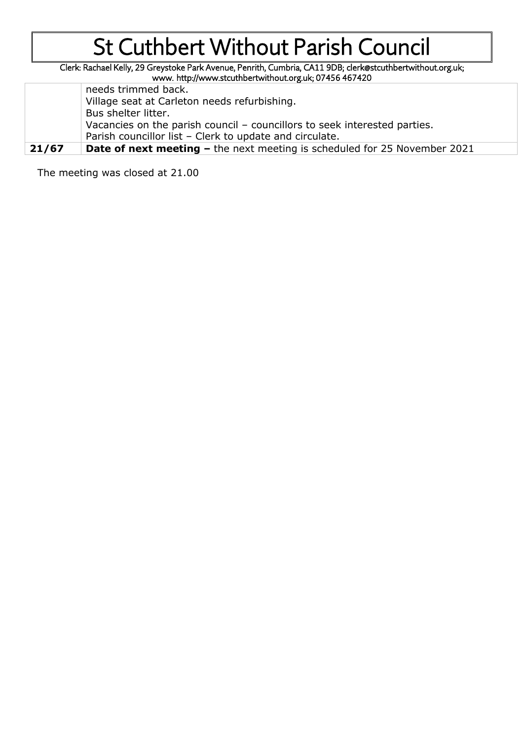| | |
|---|---|
| | needs trimmed back.<br>Village seat at Carleton needs refurbishing.<br>Bus shelter litter.<br>Vacancies on the parish council – councillors to seek interested parties.<br>Parish councillor list – Clerk to update and circulate. |
| **21/67** | **Date of next meeting –** the next meeting is scheduled for 25 November 2021 |

The meeting was closed at 21.00